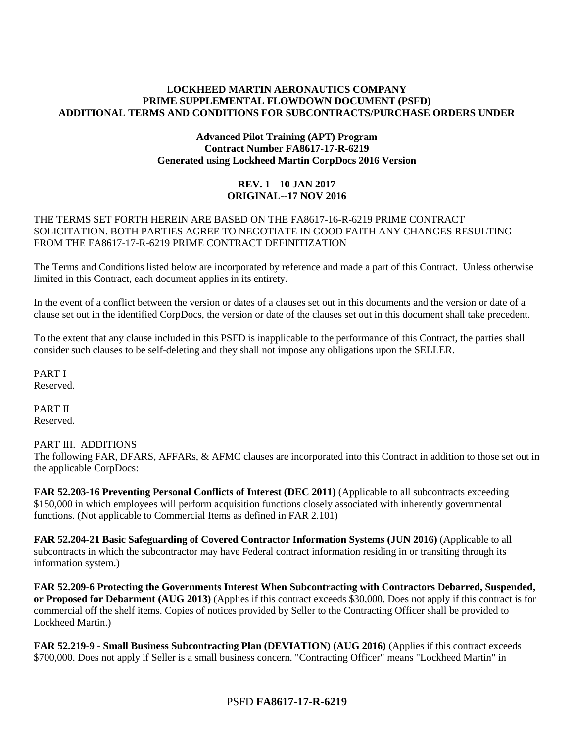**LOCKHEED MARTIN AERONAUTICS COMPANY**
**PRIME SUPPLEMENTAL FLOWDOWN DOCUMENT (PSFD)**
**ADDITIONAL TERMS AND CONDITIONS FOR SUBCONTRACTS/PURCHASE ORDERS UNDER**

**Advanced Pilot Training (APT) Program**
**Contract Number FA8617-17-R-6219**
**Generated using Lockheed Martin CorpDocs 2016 Version**

**REV. 1-- 10 JAN 2017**
**ORIGINAL--17 NOV 2016**

THE TERMS SET FORTH HEREIN ARE BASED ON THE FA8617-16-R-6219 PRIME CONTRACT SOLICITATION. BOTH PARTIES AGREE TO NEGOTIATE IN GOOD FAITH ANY CHANGES RESULTING FROM THE FA8617-17-R-6219 PRIME CONTRACT DEFINITIZATION

The Terms and Conditions listed below are incorporated by reference and made a part of this Contract. Unless otherwise limited in this Contract, each document applies in its entirety.

In the event of a conflict between the version or dates of a clauses set out in this documents and the version or date of a clause set out in the identified CorpDocs, the version or date of the clauses set out in this document shall take precedent.

To the extent that any clause included in this PSFD is inapplicable to the performance of this Contract, the parties shall consider such clauses to be self-deleting and they shall not impose any obligations upon the SELLER.

PART I
Reserved.

PART II
Reserved.

PART III. ADDITIONS
The following FAR, DFARS, AFFARs, & AFMC clauses are incorporated into this Contract in addition to those set out in the applicable CorpDocs:

**FAR 52.203-16 Preventing Personal Conflicts of Interest (DEC 2011)** (Applicable to all subcontracts exceeding $150,000 in which employees will perform acquisition functions closely associated with inherently governmental functions. (Not applicable to Commercial Items as defined in FAR 2.101)

**FAR 52.204-21 Basic Safeguarding of Covered Contractor Information Systems (JUN 2016)** (Applicable to all subcontracts in which the subcontractor may have Federal contract information residing in or transiting through its information system.)

**FAR 52.209-6 Protecting the Governments Interest When Subcontracting with Contractors Debarred, Suspended, or Proposed for Debarment (AUG 2013)** (Applies if this contract exceeds $30,000. Does not apply if this contract is for commercial off the shelf items. Copies of notices provided by Seller to the Contracting Officer shall be provided to Lockheed Martin.)

**FAR 52.219-9 - Small Business Subcontracting Plan (DEVIATION) (AUG 2016)** (Applies if this contract exceeds $700,000. Does not apply if Seller is a small business concern. "Contracting Officer" means "Lockheed Martin" in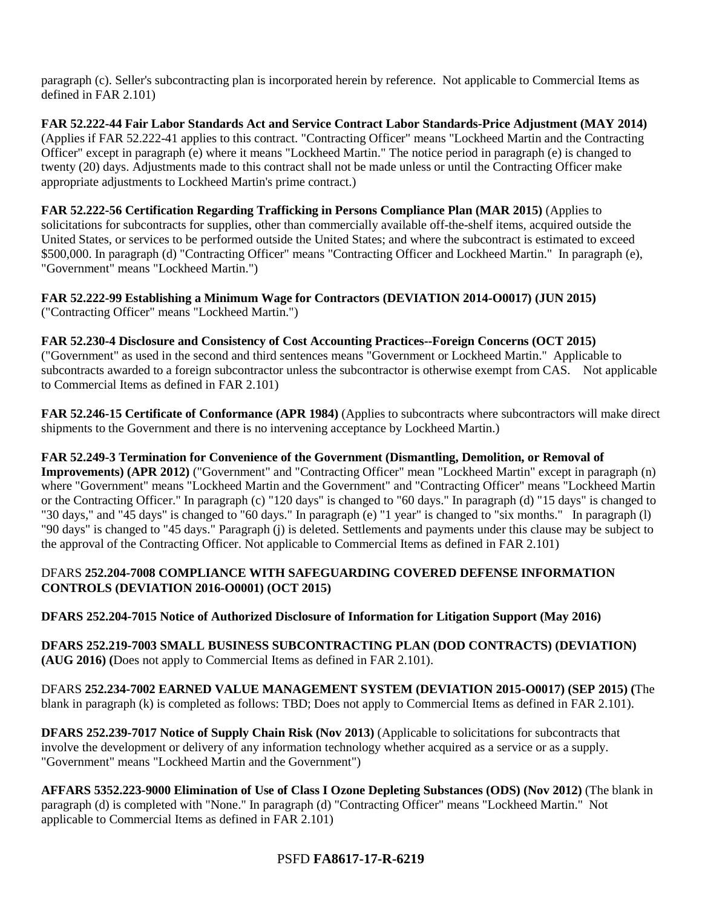paragraph (c). Seller's subcontracting plan is incorporated herein by reference. Not applicable to Commercial Items as defined in FAR 2.101)

**FAR 52.222-44 Fair Labor Standards Act and Service Contract Labor Standards-Price Adjustment (MAY 2014)** (Applies if FAR 52.222-41 applies to this contract. "Contracting Officer" means "Lockheed Martin and the Contracting Officer" except in paragraph (e) where it means "Lockheed Martin." The notice period in paragraph (e) is changed to twenty (20) days. Adjustments made to this contract shall not be made unless or until the Contracting Officer make appropriate adjustments to Lockheed Martin's prime contract.)

**FAR 52.222-56 Certification Regarding Trafficking in Persons Compliance Plan (MAR 2015)** (Applies to solicitations for subcontracts for supplies, other than commercially available off-the-shelf items, acquired outside the United States, or services to be performed outside the United States; and where the subcontract is estimated to exceed \$500,000. In paragraph (d) "Contracting Officer" means "Contracting Officer and Lockheed Martin." In paragraph (e), "Government" means "Lockheed Martin.")

**FAR 52.222-99 Establishing a Minimum Wage for Contractors (DEVIATION 2014-O0017) (JUN 2015)** ("Contracting Officer" means "Lockheed Martin.")

**FAR 52.230-4 Disclosure and Consistency of Cost Accounting Practices--Foreign Concerns (OCT 2015)** ("Government" as used in the second and third sentences means "Government or Lockheed Martin." Applicable to subcontracts awarded to a foreign subcontractor unless the subcontractor is otherwise exempt from CAS. Not applicable to Commercial Items as defined in FAR 2.101)

**FAR 52.246-15 Certificate of Conformance (APR 1984)** (Applies to subcontracts where subcontractors will make direct shipments to the Government and there is no intervening acceptance by Lockheed Martin.)

**FAR 52.249-3 Termination for Convenience of the Government (Dismantling, Demolition, or Removal of Improvements) (APR 2012)** ("Government" and "Contracting Officer" mean "Lockheed Martin" except in paragraph (n) where "Government" means "Lockheed Martin and the Government" and "Contracting Officer" means "Lockheed Martin or the Contracting Officer." In paragraph (c) "120 days" is changed to "60 days." In paragraph (d) "15 days" is changed to "30 days," and "45 days" is changed to "60 days." In paragraph (e) "1 year" is changed to "six months." In paragraph (l) "90 days" is changed to "45 days." Paragraph (j) is deleted. Settlements and payments under this clause may be subject to the approval of the Contracting Officer. Not applicable to Commercial Items as defined in FAR 2.101)

DFARS **252.204-7008 COMPLIANCE WITH SAFEGUARDING COVERED DEFENSE INFORMATION CONTROLS (DEVIATION 2016-O0001) (OCT 2015)**

**DFARS 252.204-7015 Notice of Authorized Disclosure of Information for Litigation Support (May 2016)**

**DFARS 252.219-7003 SMALL BUSINESS SUBCONTRACTING PLAN (DOD CONTRACTS) (DEVIATION) (AUG 2016) (**Does not apply to Commercial Items as defined in FAR 2.101).

DFARS **252.234-7002 EARNED VALUE MANAGEMENT SYSTEM (DEVIATION 2015-O0017) (SEP 2015) (**The blank in paragraph (k) is completed as follows: TBD; Does not apply to Commercial Items as defined in FAR 2.101).

**DFARS 252.239-7017 Notice of Supply Chain Risk (Nov 2013)** (Applicable to solicitations for subcontracts that involve the development or delivery of any information technology whether acquired as a service or as a supply. "Government" means "Lockheed Martin and the Government")

**AFFARS 5352.223-9000 Elimination of Use of Class I Ozone Depleting Substances (ODS) (Nov 2012)** (The blank in paragraph (d) is completed with "None." In paragraph (d) "Contracting Officer" means "Lockheed Martin." Not applicable to Commercial Items as defined in FAR 2.101)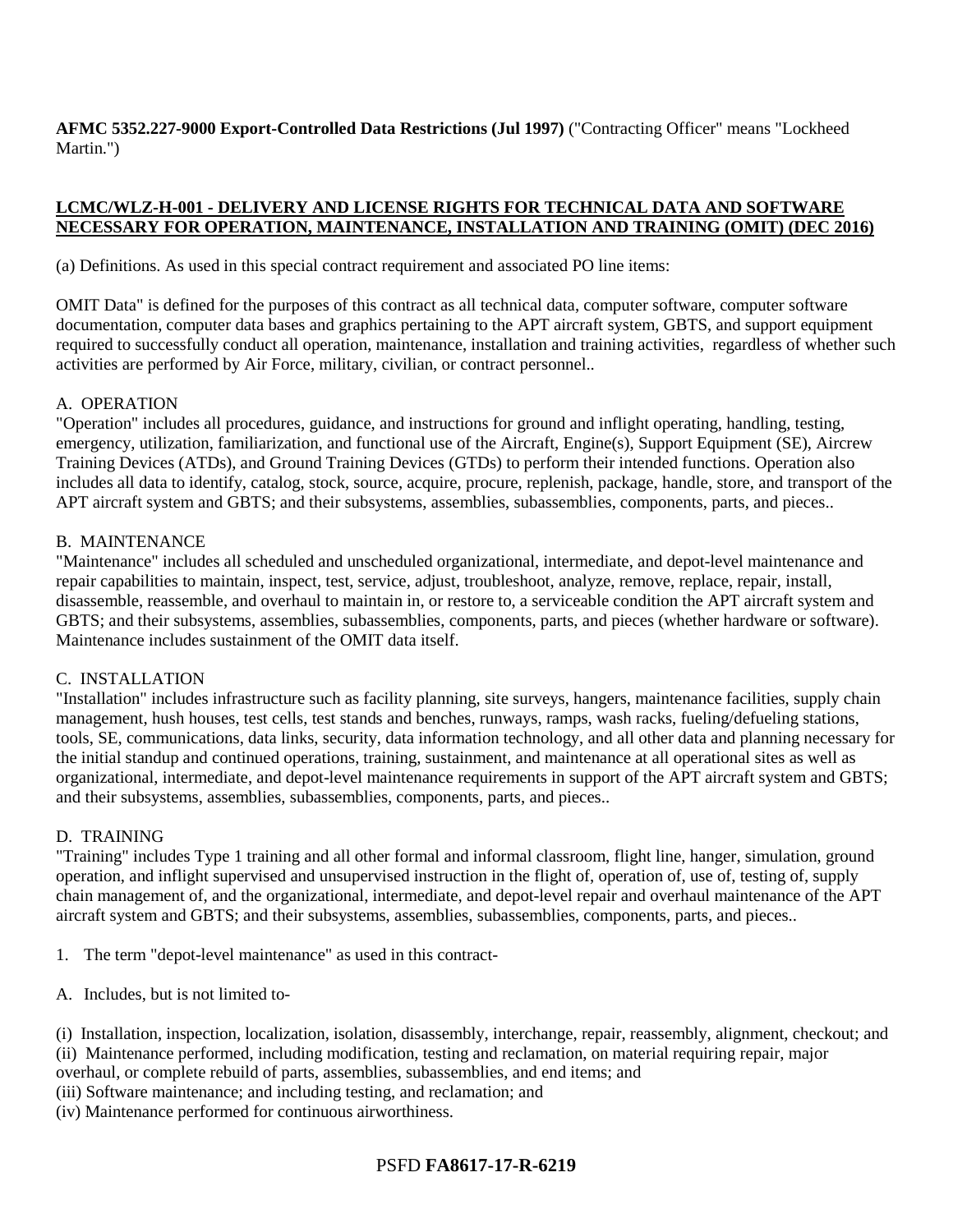**AFMC 5352.227-9000 Export-Controlled Data Restrictions (Jul 1997)** ("Contracting Officer" means "Lockheed Martin.")

**LCMC/WLZ-H-001 - DELIVERY AND LICENSE RIGHTS FOR TECHNICAL DATA AND SOFTWARE NECESSARY FOR OPERATION, MAINTENANCE, INSTALLATION AND TRAINING (OMIT) (DEC 2016)**

(a) Definitions. As used in this special contract requirement and associated PO line items:

OMIT Data" is defined for the purposes of this contract as all technical data, computer software, computer software documentation, computer data bases and graphics pertaining to the APT aircraft system, GBTS, and support equipment required to successfully conduct all operation, maintenance, installation and training activities, regardless of whether such activities are performed by Air Force, military, civilian, or contract personnel..

A. OPERATION

"Operation" includes all procedures, guidance, and instructions for ground and inflight operating, handling, testing, emergency, utilization, familiarization, and functional use of the Aircraft, Engine(s), Support Equipment (SE), Aircrew Training Devices (ATDs), and Ground Training Devices (GTDs) to perform their intended functions. Operation also includes all data to identify, catalog, stock, source, acquire, procure, replenish, package, handle, store, and transport of the APT aircraft system and GBTS; and their subsystems, assemblies, subassemblies, components, parts, and pieces..

B. MAINTENANCE

"Maintenance" includes all scheduled and unscheduled organizational, intermediate, and depot-level maintenance and repair capabilities to maintain, inspect, test, service, adjust, troubleshoot, analyze, remove, replace, repair, install, disassemble, reassemble, and overhaul to maintain in, or restore to, a serviceable condition the APT aircraft system and GBTS; and their subsystems, assemblies, subassemblies, components, parts, and pieces (whether hardware or software). Maintenance includes sustainment of the OMIT data itself.

C. INSTALLATION

"Installation" includes infrastructure such as facility planning, site surveys, hangers, maintenance facilities, supply chain management, hush houses, test cells, test stands and benches, runways, ramps, wash racks, fueling/defueling stations, tools, SE, communications, data links, security, data information technology, and all other data and planning necessary for the initial standup and continued operations, training, sustainment, and maintenance at all operational sites as well as organizational, intermediate, and depot-level maintenance requirements in support of the APT aircraft system and GBTS; and their subsystems, assemblies, subassemblies, components, parts, and pieces..

D. TRAINING

"Training" includes Type 1 training and all other formal and informal classroom, flight line, hanger, simulation, ground operation, and inflight supervised and unsupervised instruction in the flight of, operation of, use of, testing of, supply chain management of, and the organizational, intermediate, and depot-level repair and overhaul maintenance of the APT aircraft system and GBTS; and their subsystems, assemblies, subassemblies, components, parts, and pieces..

1. The term "depot-level maintenance" as used in this contract-

A. Includes, but is not limited to-

(i) Installation, inspection, localization, isolation, disassembly, interchange, repair, reassembly, alignment, checkout; and
(ii) Maintenance performed, including modification, testing and reclamation, on material requiring repair, major overhaul, or complete rebuild of parts, assemblies, subassemblies, and end items; and
(iii) Software maintenance; and including testing, and reclamation; and
(iv) Maintenance performed for continuous airworthiness.

PSFD **FA8617-17-R-6219**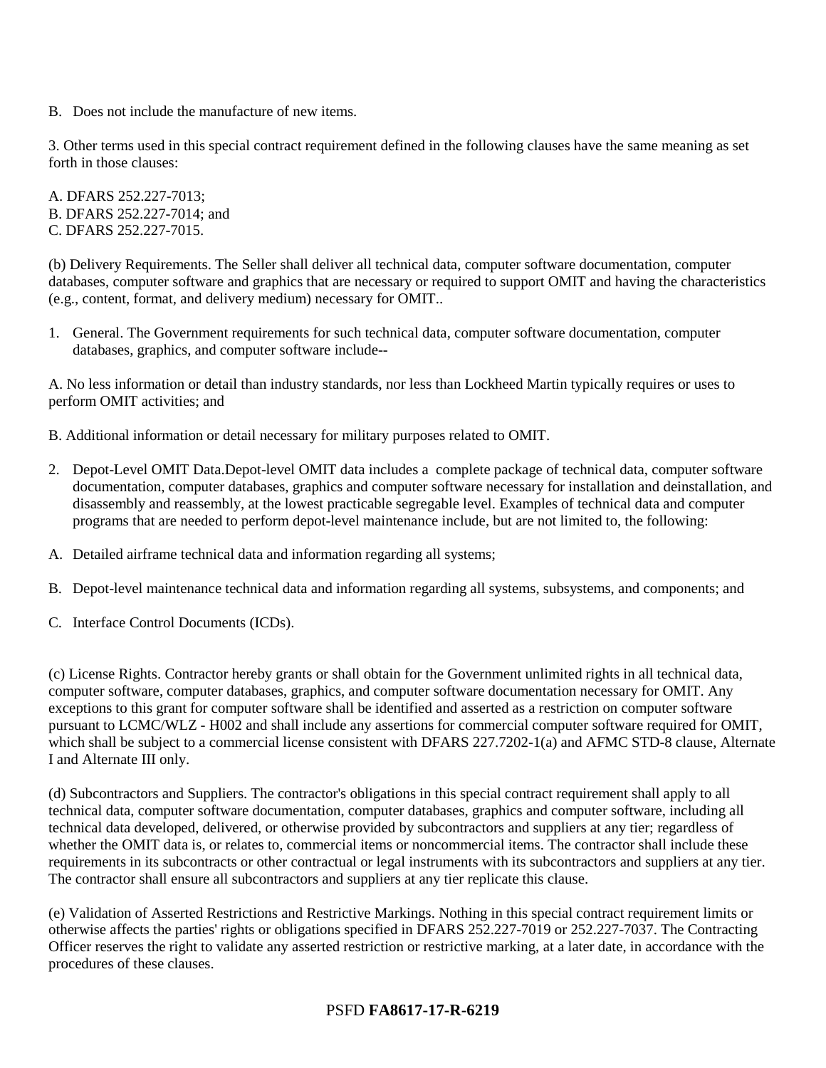B. Does not include the manufacture of new items.

3. Other terms used in this special contract requirement defined in the following clauses have the same meaning as set forth in those clauses:

A. DFARS 252.227-7013;
B. DFARS 252.227-7014; and
C. DFARS 252.227-7015.

(b) Delivery Requirements. The Seller shall deliver all technical data, computer software documentation, computer databases, computer software and graphics that are necessary or required to support OMIT and having the characteristics (e.g., content, format, and delivery medium) necessary for OMIT..

1. General. The Government requirements for such technical data, computer software documentation, computer databases, graphics, and computer software include--

A. No less information or detail than industry standards, nor less than Lockheed Martin typically requires or uses to perform OMIT activities; and

B. Additional information or detail necessary for military purposes related to OMIT.

2. Depot-Level OMIT Data.Depot-level OMIT data includes a complete package of technical data, computer software documentation, computer databases, graphics and computer software necessary for installation and deinstallation, and disassembly and reassembly, at the lowest practicable segregable level. Examples of technical data and computer programs that are needed to perform depot-level maintenance include, but are not limited to, the following:

A. Detailed airframe technical data and information regarding all systems;

B. Depot-level maintenance technical data and information regarding all systems, subsystems, and components; and

C. Interface Control Documents (ICDs).

(c) License Rights. Contractor hereby grants or shall obtain for the Government unlimited rights in all technical data, computer software, computer databases, graphics, and computer software documentation necessary for OMIT. Any exceptions to this grant for computer software shall be identified and asserted as a restriction on computer software pursuant to LCMC/WLZ - H002 and shall include any assertions for commercial computer software required for OMIT, which shall be subject to a commercial license consistent with DFARS 227.7202-1(a) and AFMC STD-8 clause, Alternate I and Alternate III only.

(d) Subcontractors and Suppliers. The contractor's obligations in this special contract requirement shall apply to all technical data, computer software documentation, computer databases, graphics and computer software, including all technical data developed, delivered, or otherwise provided by subcontractors and suppliers at any tier; regardless of whether the OMIT data is, or relates to, commercial items or noncommercial items. The contractor shall include these requirements in its subcontracts or other contractual or legal instruments with its subcontractors and suppliers at any tier. The contractor shall ensure all subcontractors and suppliers at any tier replicate this clause.

(e) Validation of Asserted Restrictions and Restrictive Markings. Nothing in this special contract requirement limits or otherwise affects the parties' rights or obligations specified in DFARS 252.227-7019 or 252.227-7037. The Contracting Officer reserves the right to validate any asserted restriction or restrictive marking, at a later date, in accordance with the procedures of these clauses.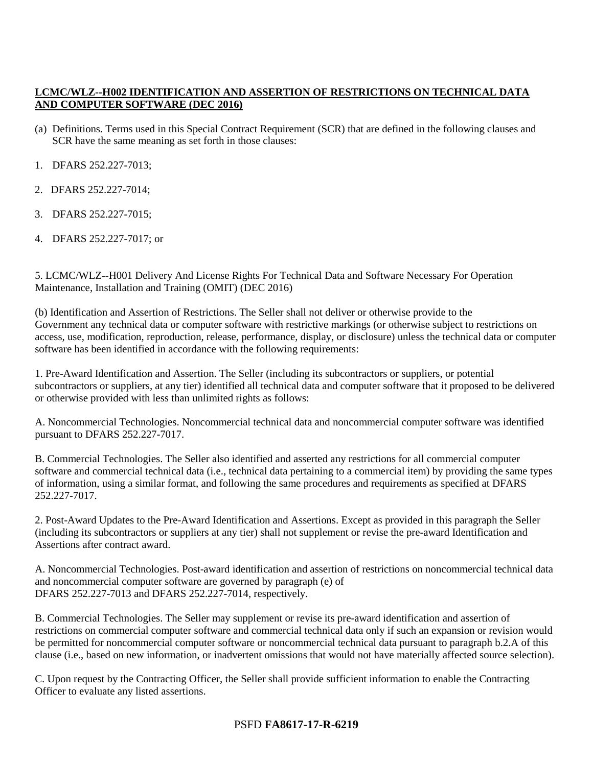**LCMC/WLZ--H002 IDENTIFICATION AND ASSERTION OF RESTRICTIONS ON TECHNICAL DATA AND COMPUTER SOFTWARE (DEC 2016)**

(a) Definitions. Terms used in this Special Contract Requirement (SCR) that are defined in the following clauses and SCR have the same meaning as set forth in those clauses:

1. DFARS 252.227-7013;

2. DFARS 252.227-7014;

3. DFARS 252.227-7015;

4. DFARS 252.227-7017; or

5. LCMC/WLZ--H001 Delivery And License Rights For Technical Data and Software Necessary For Operation Maintenance, Installation and Training (OMIT) (DEC 2016)

(b) Identification and Assertion of Restrictions. The Seller shall not deliver or otherwise provide to the Government any technical data or computer software with restrictive markings (or otherwise subject to restrictions on access, use, modification, reproduction, release, performance, display, or disclosure) unless the technical data or computer software has been identified in accordance with the following requirements:

1. Pre-Award Identification and Assertion. The Seller (including its subcontractors or suppliers, or potential subcontractors or suppliers, at any tier) identified all technical data and computer software that it proposed to be delivered or otherwise provided with less than unlimited rights as follows:

A. Noncommercial Technologies. Noncommercial technical data and noncommercial computer software was identified pursuant to DFARS 252.227-7017.

B. Commercial Technologies. The Seller also identified and asserted any restrictions for all commercial computer software and commercial technical data (i.e., technical data pertaining to a commercial item) by providing the same types of information, using a similar format, and following the same procedures and requirements as specified at DFARS 252.227-7017.

2. Post-Award Updates to the Pre-Award Identification and Assertions. Except as provided in this paragraph the Seller (including its subcontractors or suppliers at any tier) shall not supplement or revise the pre-award Identification and Assertions after contract award.

A. Noncommercial Technologies. Post-award identification and assertion of restrictions on noncommercial technical data and noncommercial computer software are governed by paragraph (e) of DFARS 252.227-7013 and DFARS 252.227-7014, respectively.

B. Commercial Technologies. The Seller may supplement or revise its pre-award identification and assertion of restrictions on commercial computer software and commercial technical data only if such an expansion or revision would be permitted for noncommercial computer software or noncommercial technical data pursuant to paragraph b.2.A of this clause (i.e., based on new information, or inadvertent omissions that would not have materially affected source selection).

C. Upon request by the Contracting Officer, the Seller shall provide sufficient information to enable the Contracting Officer to evaluate any listed assertions.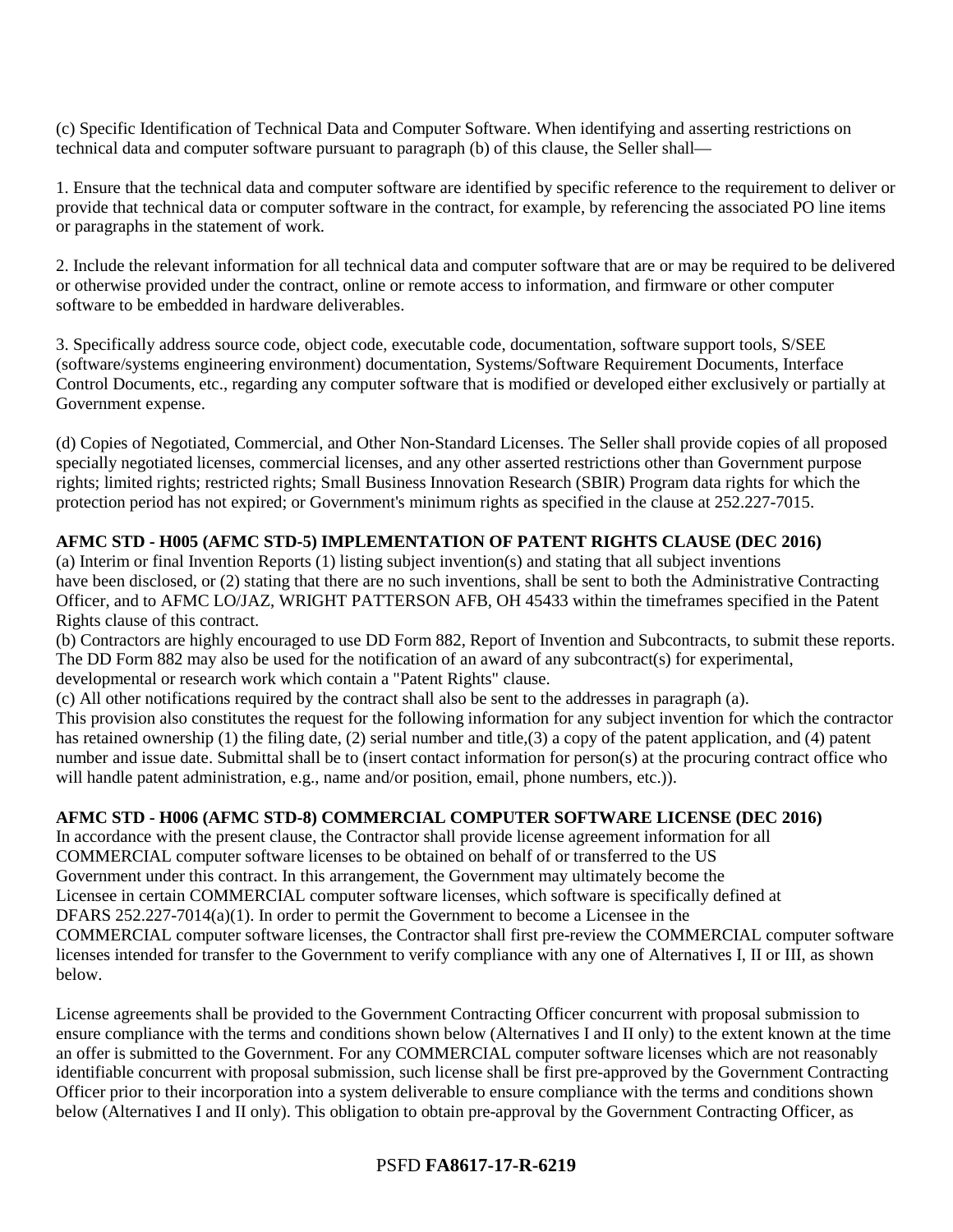(c) Specific Identification of Technical Data and Computer Software. When identifying and asserting restrictions on technical data and computer software pursuant to paragraph (b) of this clause, the Seller shall—

1. Ensure that the technical data and computer software are identified by specific reference to the requirement to deliver or provide that technical data or computer software in the contract, for example, by referencing the associated PO line items or paragraphs in the statement of work.

2. Include the relevant information for all technical data and computer software that are or may be required to be delivered or otherwise provided under the contract, online or remote access to information, and firmware or other computer software to be embedded in hardware deliverables.

3. Specifically address source code, object code, executable code, documentation, software support tools, S/SEE (software/systems engineering environment) documentation, Systems/Software Requirement Documents, Interface Control Documents, etc., regarding any computer software that is modified or developed either exclusively or partially at Government expense.

(d) Copies of Negotiated, Commercial, and Other Non-Standard Licenses. The Seller shall provide copies of all proposed specially negotiated licenses, commercial licenses, and any other asserted restrictions other than Government purpose rights; limited rights; restricted rights; Small Business Innovation Research (SBIR) Program data rights for which the protection period has not expired; or Government's minimum rights as specified in the clause at 252.227-7015.

**AFMC STD - H005 (AFMC STD-5) IMPLEMENTATION OF PATENT RIGHTS CLAUSE (DEC 2016)**

(a) Interim or final Invention Reports (1) listing subject invention(s) and stating that all subject inventions have been disclosed, or (2) stating that there are no such inventions, shall be sent to both the Administrative Contracting Officer, and to AFMC LO/JAZ, WRIGHT PATTERSON AFB, OH 45433 within the timeframes specified in the Patent Rights clause of this contract.

(b) Contractors are highly encouraged to use DD Form 882, Report of Invention and Subcontracts, to submit these reports. The DD Form 882 may also be used for the notification of an award of any subcontract(s) for experimental, developmental or research work which contain a "Patent Rights" clause.

(c) All other notifications required by the contract shall also be sent to the addresses in paragraph (a).

This provision also constitutes the request for the following information for any subject invention for which the contractor has retained ownership (1) the filing date, (2) serial number and title,(3) a copy of the patent application, and (4) patent number and issue date. Submittal shall be to (insert contact information for person(s) at the procuring contract office who will handle patent administration, e.g., name and/or position, email, phone numbers, etc.)).

**AFMC STD - H006 (AFMC STD-8) COMMERCIAL COMPUTER SOFTWARE LICENSE (DEC 2016)**

In accordance with the present clause, the Contractor shall provide license agreement information for all COMMERCIAL computer software licenses to be obtained on behalf of or transferred to the US Government under this contract. In this arrangement, the Government may ultimately become the Licensee in certain COMMERCIAL computer software licenses, which software is specifically defined at DFARS 252.227-7014(a)(1). In order to permit the Government to become a Licensee in the COMMERCIAL computer software licenses, the Contractor shall first pre-review the COMMERCIAL computer software licenses intended for transfer to the Government to verify compliance with any one of Alternatives I, II or III, as shown below.

License agreements shall be provided to the Government Contracting Officer concurrent with proposal submission to ensure compliance with the terms and conditions shown below (Alternatives I and II only) to the extent known at the time an offer is submitted to the Government. For any COMMERCIAL computer software licenses which are not reasonably identifiable concurrent with proposal submission, such license shall be first pre-approved by the Government Contracting Officer prior to their incorporation into a system deliverable to ensure compliance with the terms and conditions shown below (Alternatives I and II only). This obligation to obtain pre-approval by the Government Contracting Officer, as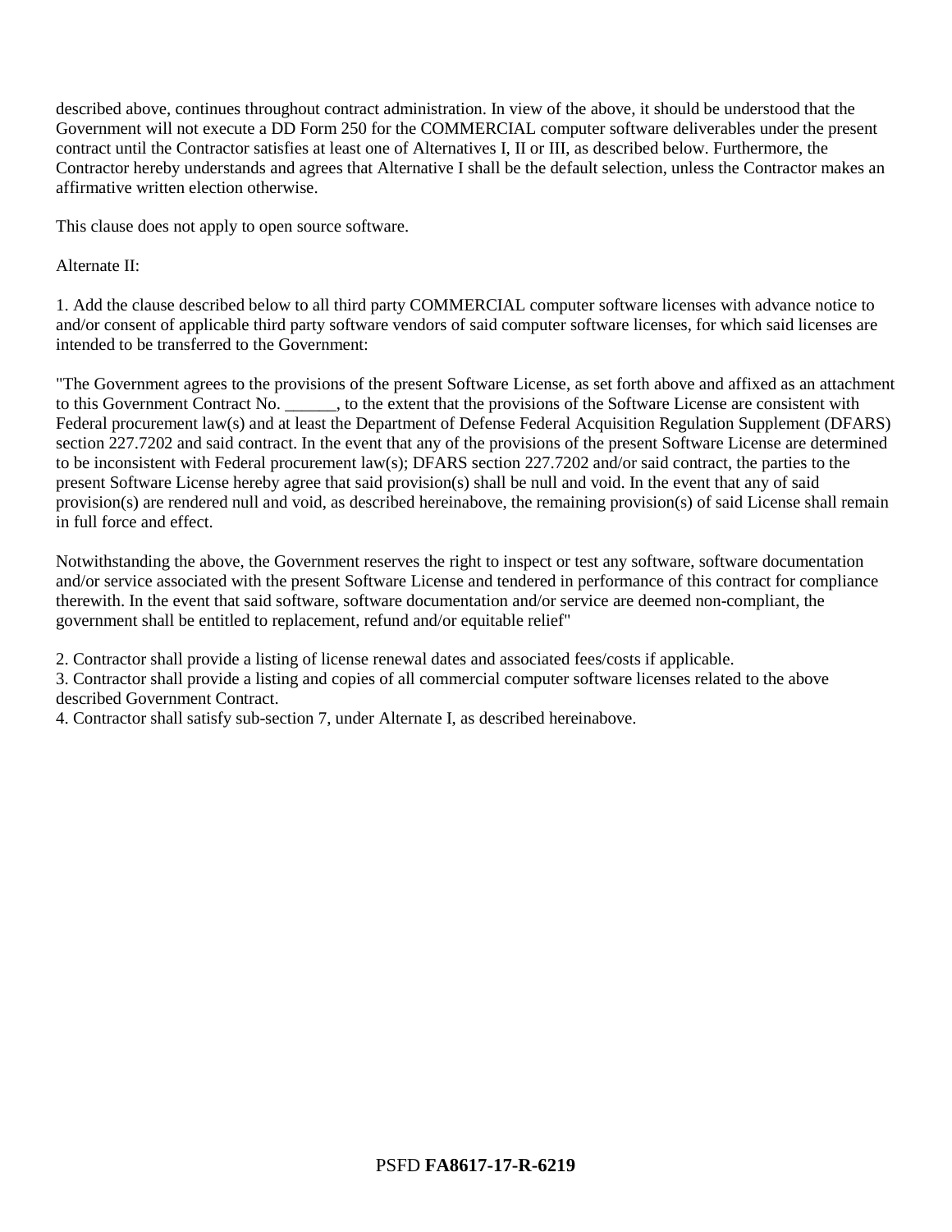described above, continues throughout contract administration. In view of the above, it should be understood that the Government will not execute a DD Form 250 for the COMMERCIAL computer software deliverables under the present contract until the Contractor satisfies at least one of Alternatives I, II or III, as described below. Furthermore, the Contractor hereby understands and agrees that Alternative I shall be the default selection, unless the Contractor makes an affirmative written election otherwise.

This clause does not apply to open source software.

Alternate II:

1. Add the clause described below to all third party COMMERCIAL computer software licenses with advance notice to and/or consent of applicable third party software vendors of said computer software licenses, for which said licenses are intended to be transferred to the Government:

"The Government agrees to the provisions of the present Software License, as set forth above and affixed as an attachment to this Government Contract No. ______, to the extent that the provisions of the Software License are consistent with Federal procurement law(s) and at least the Department of Defense Federal Acquisition Regulation Supplement (DFARS) section 227.7202 and said contract. In the event that any of the provisions of the present Software License are determined to be inconsistent with Federal procurement law(s); DFARS section 227.7202 and/or said contract, the parties to the present Software License hereby agree that said provision(s) shall be null and void. In the event that any of said provision(s) are rendered null and void, as described hereinabove, the remaining provision(s) of said License shall remain in full force and effect.

Notwithstanding the above, the Government reserves the right to inspect or test any software, software documentation and/or service associated with the present Software License and tendered in performance of this contract for compliance therewith. In the event that said software, software documentation and/or service are deemed non-compliant, the government shall be entitled to replacement, refund and/or equitable relief"

2. Contractor shall provide a listing of license renewal dates and associated fees/costs if applicable.
3. Contractor shall provide a listing and copies of all commercial computer software licenses related to the above described Government Contract.
4. Contractor shall satisfy sub-section 7, under Alternate I, as described hereinabove.